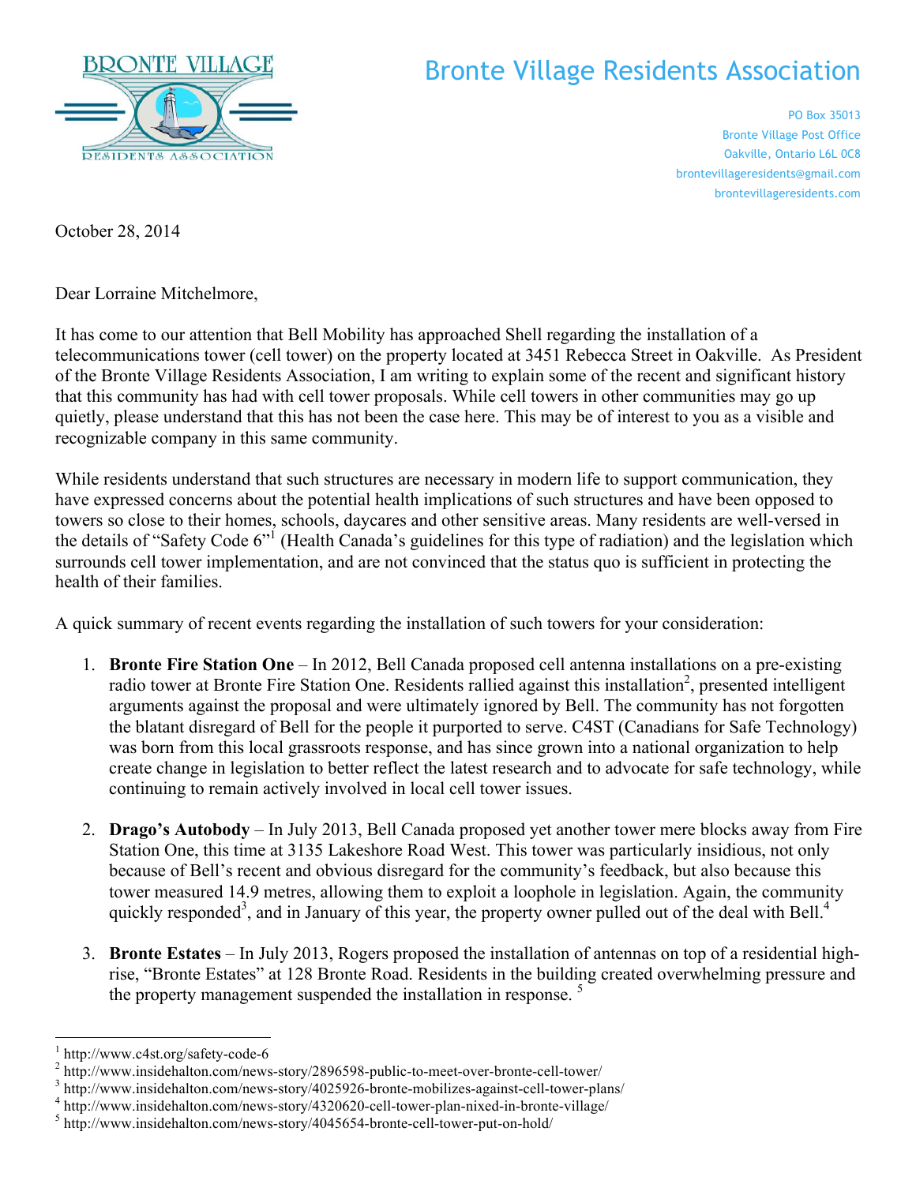# Bronte Village Residents Association

PO Box 35013
Bronte Village Post Office
Oakville, Ontario L6L 0C8
brontevillageresidents@gmail.com
brontevillageresidents.com

October 28, 2014

Dear Lorraine Mitchelmore,

It has come to our attention that Bell Mobility has approached Shell regarding the installation of a telecommunications tower (cell tower) on the property located at 3451 Rebecca Street in Oakville. As President of the Bronte Village Residents Association, I am writing to explain some of the recent and significant history that this community has had with cell tower proposals. While cell towers in other communities may go up quietly, please understand that this has not been the case here. This may be of interest to you as a visible and recognizable company in this same community.

While residents understand that such structures are necessary in modern life to support communication, they have expressed concerns about the potential health implications of such structures and have been opposed to towers so close to their homes, schools, daycares and other sensitive areas. Many residents are well-versed in the details of "Safety Code 6"[1] (Health Canada's guidelines for this type of radiation) and the legislation which surrounds cell tower implementation, and are not convinced that the status quo is sufficient in protecting the health of their families.

A quick summary of recent events regarding the installation of such towers for your consideration:

1. **Bronte Fire Station One** – In 2012, Bell Canada proposed cell antenna installations on a pre-existing radio tower at Bronte Fire Station One. Residents rallied against this installation[2], presented intelligent arguments against the proposal and were ultimately ignored by Bell. The community has not forgotten the blatant disregard of Bell for the people it purported to serve. C4ST (Canadians for Safe Technology) was born from this local grassroots response, and has since grown into a national organization to help create change in legislation to better reflect the latest research and to advocate for safe technology, while continuing to remain actively involved in local cell tower issues.

2. **Drago's Autobody** – In July 2013, Bell Canada proposed yet another tower mere blocks away from Fire Station One, this time at 3135 Lakeshore Road West. This tower was particularly insidious, not only because of Bell's recent and obvious disregard for the community's feedback, but also because this tower measured 14.9 metres, allowing them to exploit a loophole in legislation. Again, the community quickly responded[3], and in January of this year, the property owner pulled out of the deal with Bell.[4]

3. **Bronte Estates** – In July 2013, Rogers proposed the installation of antennas on top of a residential high-rise, "Bronte Estates" at 128 Bronte Road. Residents in the building created overwhelming pressure and the property management suspended the installation in response. [5]

---

[1] http://www.c4st.org/safety-code-6
[2] http://www.insidehalton.com/news-story/2896598-public-to-meet-over-bronte-cell-tower/
[3] http://www.insidehalton.com/news-story/4025926-bronte-mobilizes-against-cell-tower-plans/
[4] http://www.insidehalton.com/news-story/4320620-cell-tower-plan-nixed-in-bronte-village/
[5] http://www.insidehalton.com/news-story/4045654-bronte-cell-tower-put-on-hold/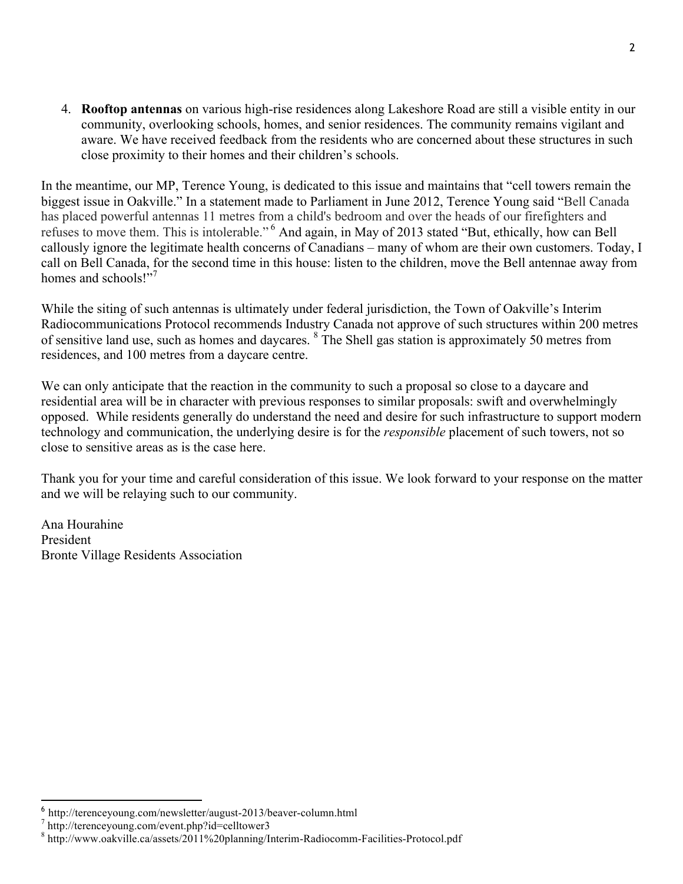4. **Rooftop antennas** on various high-rise residences along Lakeshore Road are still a visible entity in our community, overlooking schools, homes, and senior residences. The community remains vigilant and aware. We have received feedback from the residents who are concerned about these structures in such close proximity to their homes and their children's schools.

In the meantime, our MP, Terence Young, is dedicated to this issue and maintains that "cell towers remain the biggest issue in Oakville." In a statement made to Parliament in June 2012, Terence Young said "Bell Canada has placed powerful antennas 11 metres from a child's bedroom and over the heads of our firefighters and refuses to move them. This is intolerable."[6] And again, in May of 2013 stated "But, ethically, how can Bell callously ignore the legitimate health concerns of Canadians – many of whom are their own customers. Today, I call on Bell Canada, for the second time in this house: listen to the children, move the Bell antennae away from homes and schools!"[7]

While the siting of such antennas is ultimately under federal jurisdiction, the Town of Oakville's Interim Radiocommunications Protocol recommends Industry Canada not approve of such structures within 200 metres of sensitive land use, such as homes and daycares.[8] The Shell gas station is approximately 50 metres from residences, and 100 metres from a daycare centre.

We can only anticipate that the reaction in the community to such a proposal so close to a daycare and residential area will be in character with previous responses to similar proposals: swift and overwhelmingly opposed. While residents generally do understand the need and desire for such infrastructure to support modern technology and communication, the underlying desire is for the *responsible* placement of such towers, not so close to sensitive areas as is the case here.

Thank you for your time and careful consideration of this issue. We look forward to your response on the matter and we will be relaying such to our community.

Ana Hourahine
President
Bronte Village Residents Association

---

[6] http://terenceyoung.com/newsletter/august-2013/beaver-column.html
[7] http://terenceyoung.com/event.php?id=celltower3
[8] http://www.oakville.ca/assets/2011%20planning/Interim-Radiocomm-Facilities-Protocol.pdf